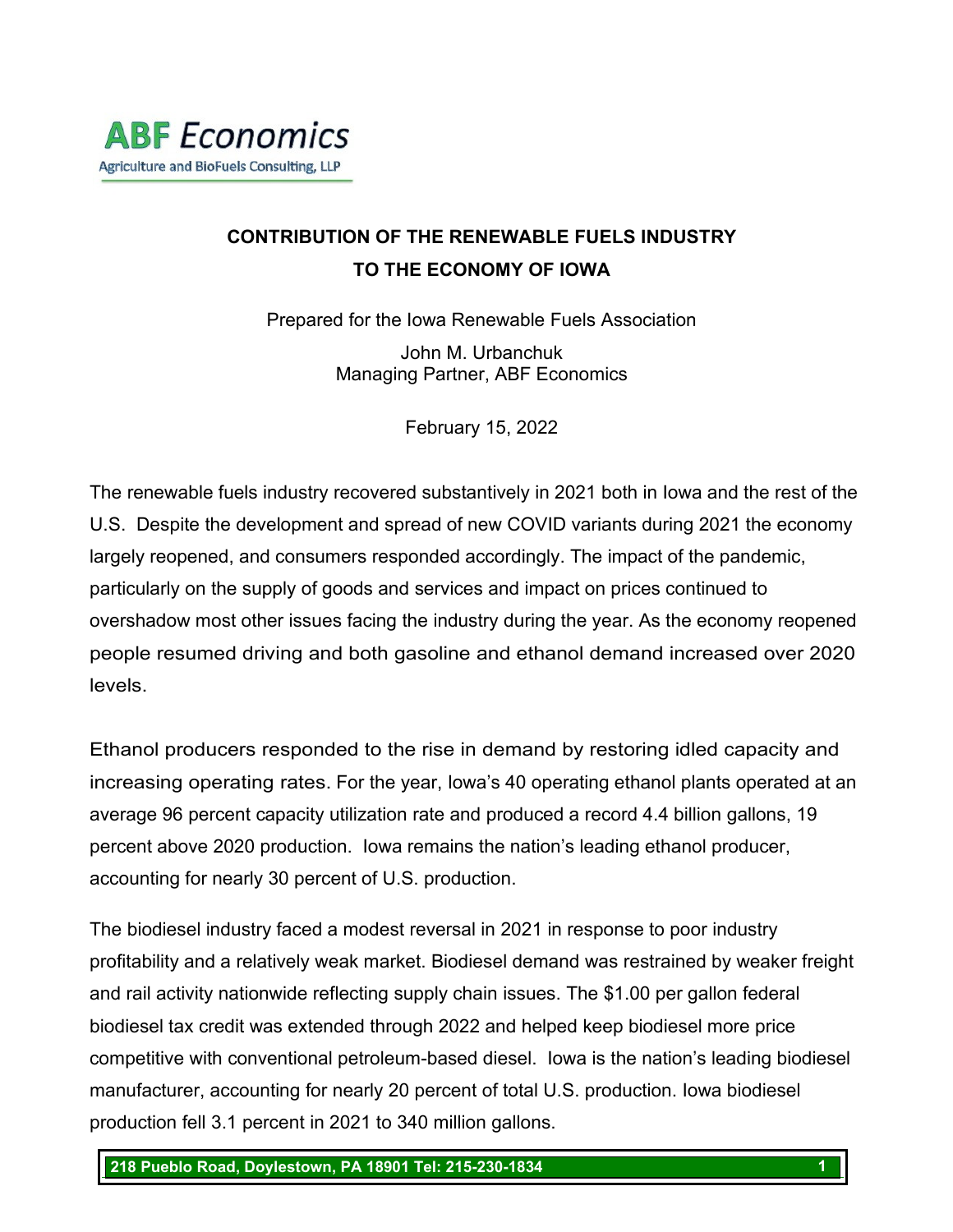**ABF** *Economics*

Agriculture and BioFuels Consulting, LLP

# CONTRIBUTION OF THE RENEWABLE FUELS INDUSTRY TO THE ECONOMY OF IOWA

Prepared for the Iowa Renewable Fuels Association

John M. Urbanchuk
Managing Partner, ABF Economics

February 15, 2022

The renewable fuels industry recovered substantively in 2021 both in Iowa and the rest of the U.S. Despite the development and spread of new COVID variants during 2021 the economy largely reopened, and consumers responded accordingly. The impact of the pandemic, particularly on the supply of goods and services and impact on prices continued to overshadow most other issues facing the industry during the year. As the economy reopened people resumed driving and both gasoline and ethanol demand increased over 2020 levels.

Ethanol producers responded to the rise in demand by restoring idled capacity and increasing operating rates. For the year, Iowa's 40 operating ethanol plants operated at an average 96 percent capacity utilization rate and produced a record 4.4 billion gallons, 19 percent above 2020 production. Iowa remains the nation's leading ethanol producer, accounting for nearly 30 percent of U.S. production.

The biodiesel industry faced a modest reversal in 2021 in response to poor industry profitability and a relatively weak market. Biodiesel demand was restrained by weaker freight and rail activity nationwide reflecting supply chain issues. The $1.00 per gallon federal biodiesel tax credit was extended through 2022 and helped keep biodiesel more price competitive with conventional petroleum-based diesel. Iowa is the nation's leading biodiesel manufacturer, accounting for nearly 20 percent of total U.S. production. Iowa biodiesel production fell 3.1 percent in 2021 to 340 million gallons.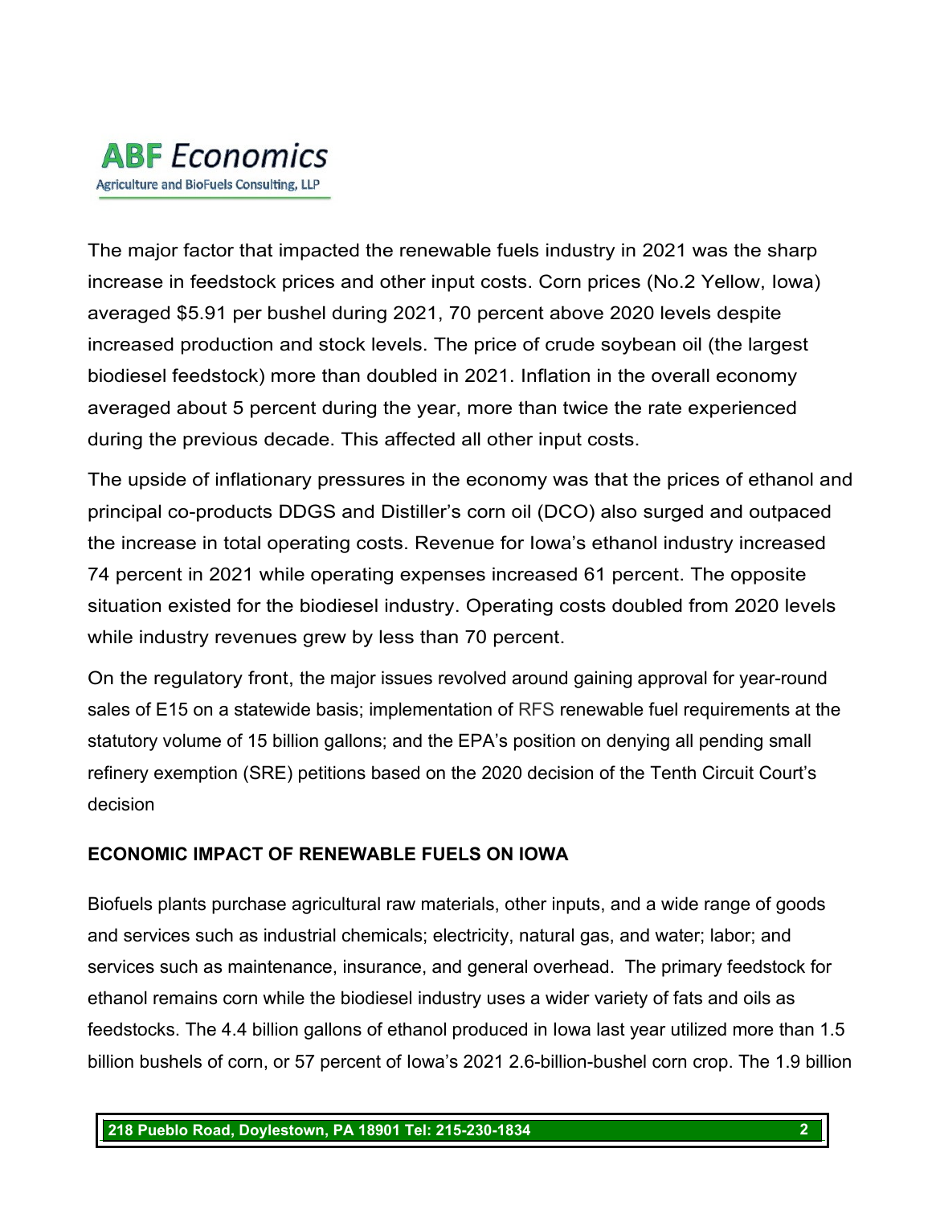The major factor that impacted the renewable fuels industry in 2021 was the sharp increase in feedstock prices and other input costs. Corn prices (No.2 Yellow, Iowa) averaged $5.91 per bushel during 2021, 70 percent above 2020 levels despite increased production and stock levels. The price of crude soybean oil (the largest biodiesel feedstock) more than doubled in 2021. Inflation in the overall economy averaged about 5 percent during the year, more than twice the rate experienced during the previous decade. This affected all other input costs.

The upside of inflationary pressures in the economy was that the prices of ethanol and principal co-products DDGS and Distiller's corn oil (DCO) also surged and outpaced the increase in total operating costs. Revenue for Iowa's ethanol industry increased 74 percent in 2021 while operating expenses increased 61 percent. The opposite situation existed for the biodiesel industry. Operating costs doubled from 2020 levels while industry revenues grew by less than 70 percent.

On the regulatory front, the major issues revolved around gaining approval for year-round sales of E15 on a statewide basis; implementation of RFS renewable fuel requirements at the statutory volume of 15 billion gallons; and the EPA's position on denying all pending small refinery exemption (SRE) petitions based on the 2020 decision of the Tenth Circuit Court's decision

**ECONOMIC IMPACT OF RENEWABLE FUELS ON IOWA**

Biofuels plants purchase agricultural raw materials, other inputs, and a wide range of goods and services such as industrial chemicals; electricity, natural gas, and water; labor; and services such as maintenance, insurance, and general overhead. The primary feedstock for ethanol remains corn while the biodiesel industry uses a wider variety of fats and oils as feedstocks. The 4.4 billion gallons of ethanol produced in Iowa last year utilized more than 1.5 billion bushels of corn, or 57 percent of Iowa's 2021 2.6-billion-bushel corn crop. The 1.9 billion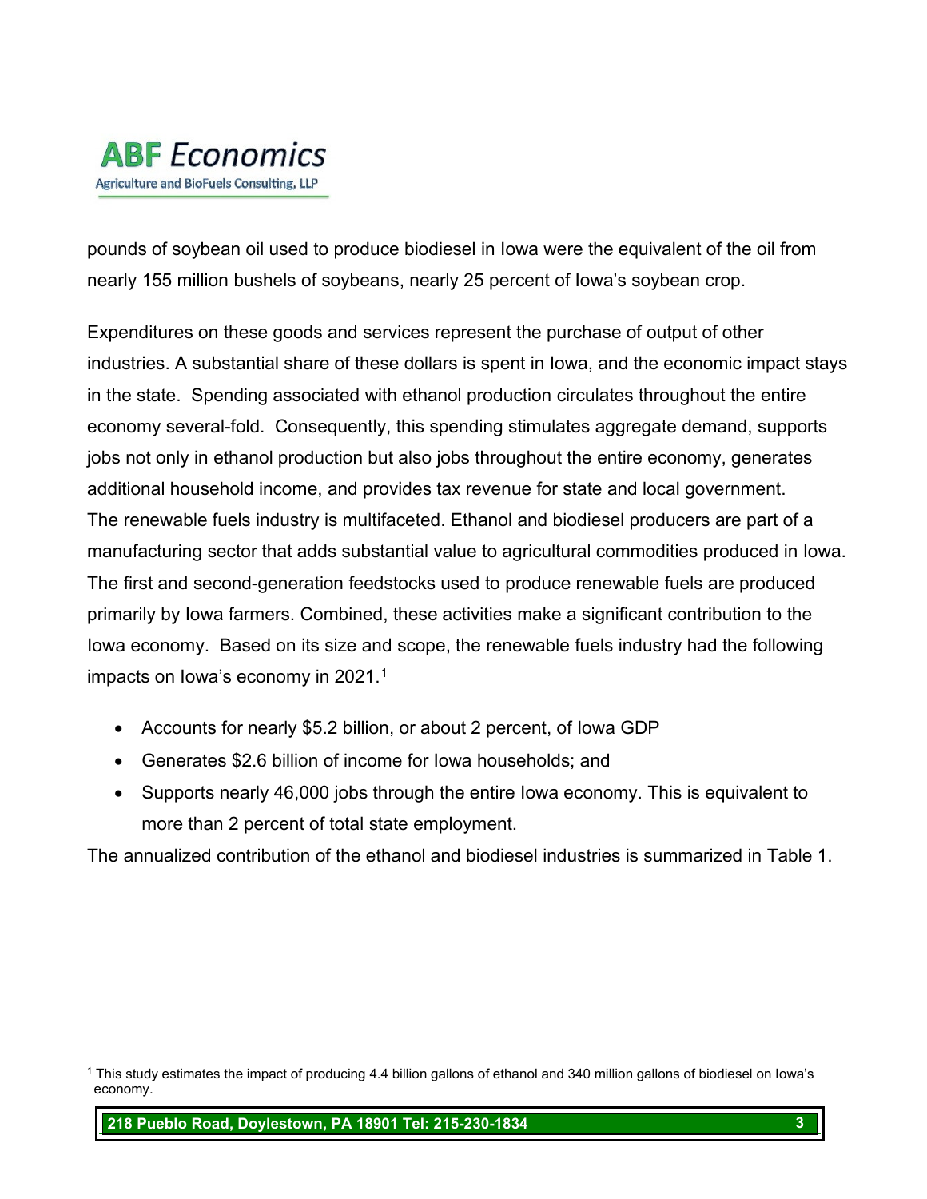pounds of soybean oil used to produce biodiesel in Iowa were the equivalent of the oil from nearly 155 million bushels of soybeans, nearly 25 percent of Iowa's soybean crop.

Expenditures on these goods and services represent the purchase of output of other industries. A substantial share of these dollars is spent in Iowa, and the economic impact stays in the state. Spending associated with ethanol production circulates throughout the entire economy several-fold. Consequently, this spending stimulates aggregate demand, supports jobs not only in ethanol production but also jobs throughout the entire economy, generates additional household income, and provides tax revenue for state and local government. The renewable fuels industry is multifaceted. Ethanol and biodiesel producers are part of a manufacturing sector that adds substantial value to agricultural commodities produced in Iowa. The first and second-generation feedstocks used to produce renewable fuels are produced primarily by Iowa farmers. Combined, these activities make a significant contribution to the Iowa economy. Based on its size and scope, the renewable fuels industry had the following impacts on Iowa's economy in 2021.[1]

- Accounts for nearly $5.2 billion, or about 2 percent, of Iowa GDP
- Generates $2.6 billion of income for Iowa households; and
- Supports nearly 46,000 jobs through the entire Iowa economy. This is equivalent to more than 2 percent of total state employment.

The annualized contribution of the ethanol and biodiesel industries is summarized in Table 1.

[1] This study estimates the impact of producing 4.4 billion gallons of ethanol and 340 million gallons of biodiesel on Iowa's economy.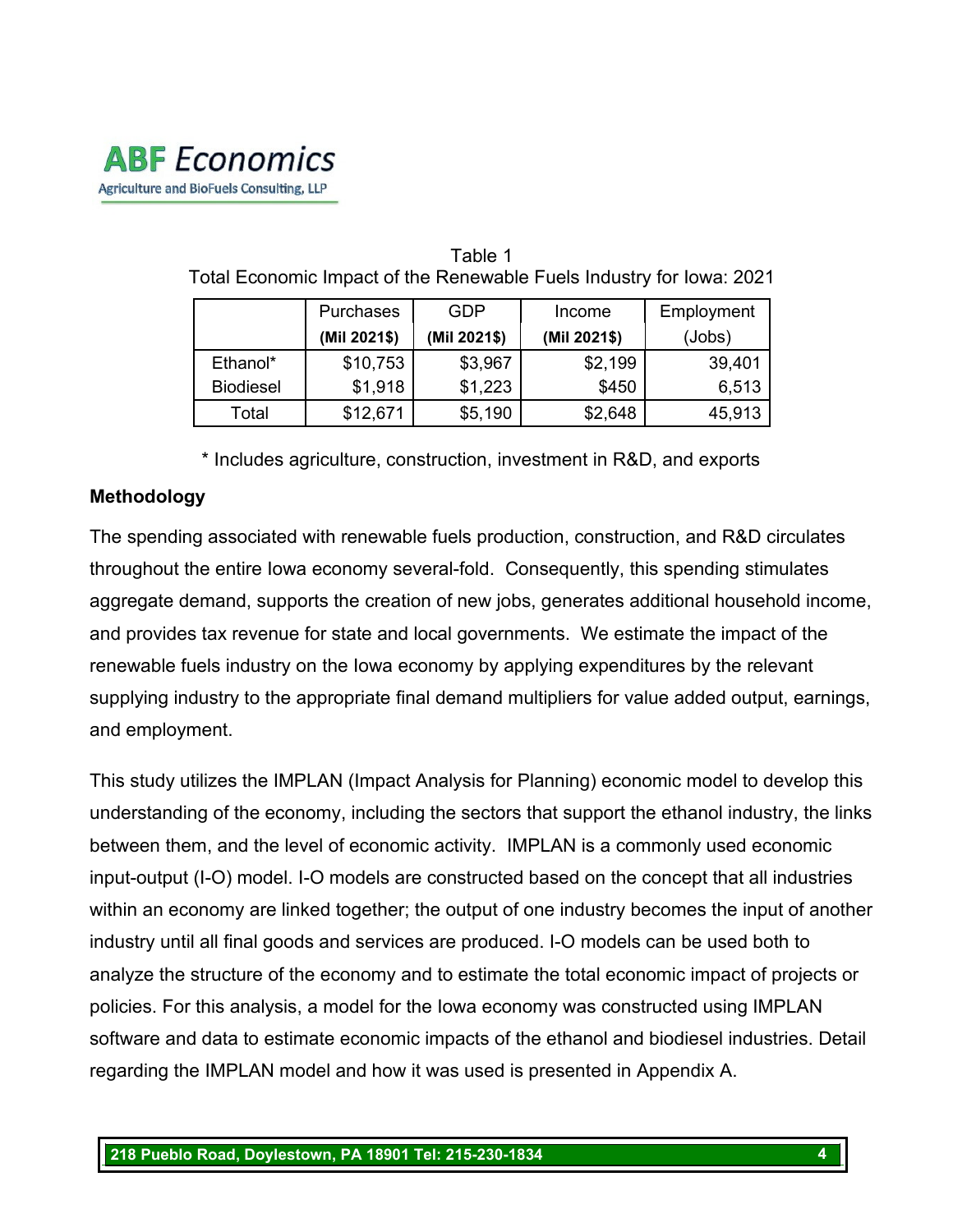Table 1
Total Economic Impact of the Renewable Fuels Industry for Iowa: 2021

| | Purchases (Mil 2021$) | GDP (Mil 2021$) | Income (Mil 2021$) | Employment (Jobs) |
|---|---|---|---|---|
| Ethanol* | $10,753 | $3,967 | $2,199 | 39,401 |
| Biodiesel | $1,918 | $1,223 | $450 | 6,513 |
| Total | $12,671 | $5,190 | $2,648 | 45,913 |

* Includes agriculture, construction, investment in R&D, and exports

**Methodology**

The spending associated with renewable fuels production, construction, and R&D circulates throughout the entire Iowa economy several-fold. Consequently, this spending stimulates aggregate demand, supports the creation of new jobs, generates additional household income, and provides tax revenue for state and local governments. We estimate the impact of the renewable fuels industry on the Iowa economy by applying expenditures by the relevant supplying industry to the appropriate final demand multipliers for value added output, earnings, and employment.

This study utilizes the IMPLAN (Impact Analysis for Planning) economic model to develop this understanding of the economy, including the sectors that support the ethanol industry, the links between them, and the level of economic activity. IMPLAN is a commonly used economic input-output (I-O) model. I-O models are constructed based on the concept that all industries within an economy are linked together; the output of one industry becomes the input of another industry until all final goods and services are produced. I-O models can be used both to analyze the structure of the economy and to estimate the total economic impact of projects or policies. For this analysis, a model for the Iowa economy was constructed using IMPLAN software and data to estimate economic impacts of the ethanol and biodiesel industries. Detail regarding the IMPLAN model and how it was used is presented in Appendix A.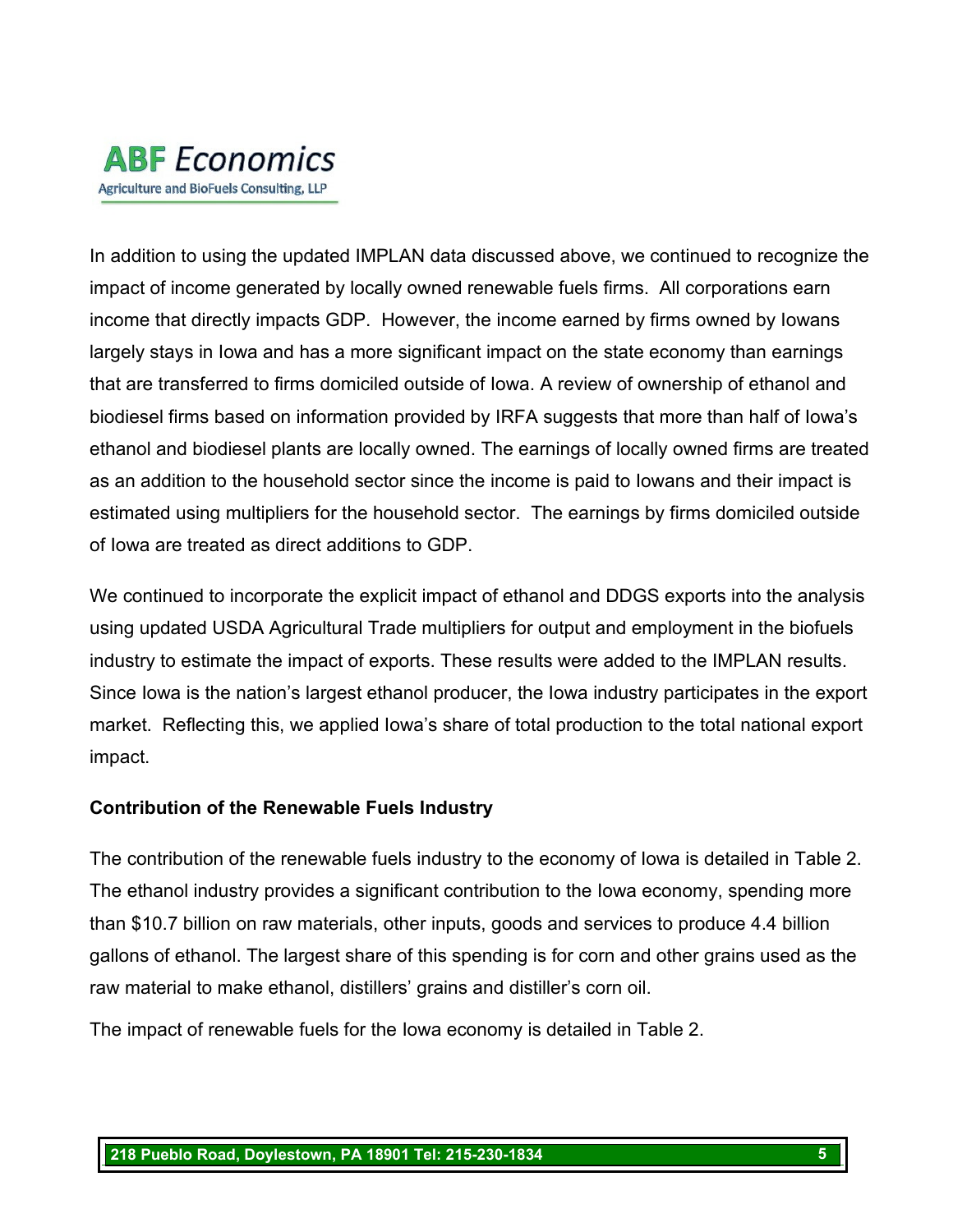In addition to using the updated IMPLAN data discussed above, we continued to recognize the impact of income generated by locally owned renewable fuels firms. All corporations earn income that directly impacts GDP. However, the income earned by firms owned by Iowans largely stays in Iowa and has a more significant impact on the state economy than earnings that are transferred to firms domiciled outside of Iowa. A review of ownership of ethanol and biodiesel firms based on information provided by IRFA suggests that more than half of Iowa's ethanol and biodiesel plants are locally owned. The earnings of locally owned firms are treated as an addition to the household sector since the income is paid to Iowans and their impact is estimated using multipliers for the household sector. The earnings by firms domiciled outside of Iowa are treated as direct additions to GDP.

We continued to incorporate the explicit impact of ethanol and DDGS exports into the analysis using updated USDA Agricultural Trade multipliers for output and employment in the biofuels industry to estimate the impact of exports. These results were added to the IMPLAN results. Since Iowa is the nation's largest ethanol producer, the Iowa industry participates in the export market. Reflecting this, we applied Iowa's share of total production to the total national export impact.

**Contribution of the Renewable Fuels Industry**

The contribution of the renewable fuels industry to the economy of Iowa is detailed in Table 2. The ethanol industry provides a significant contribution to the Iowa economy, spending more than $10.7 billion on raw materials, other inputs, goods and services to produce 4.4 billion gallons of ethanol. The largest share of this spending is for corn and other grains used as the raw material to make ethanol, distillers' grains and distiller's corn oil.

The impact of renewable fuels for the Iowa economy is detailed in Table 2.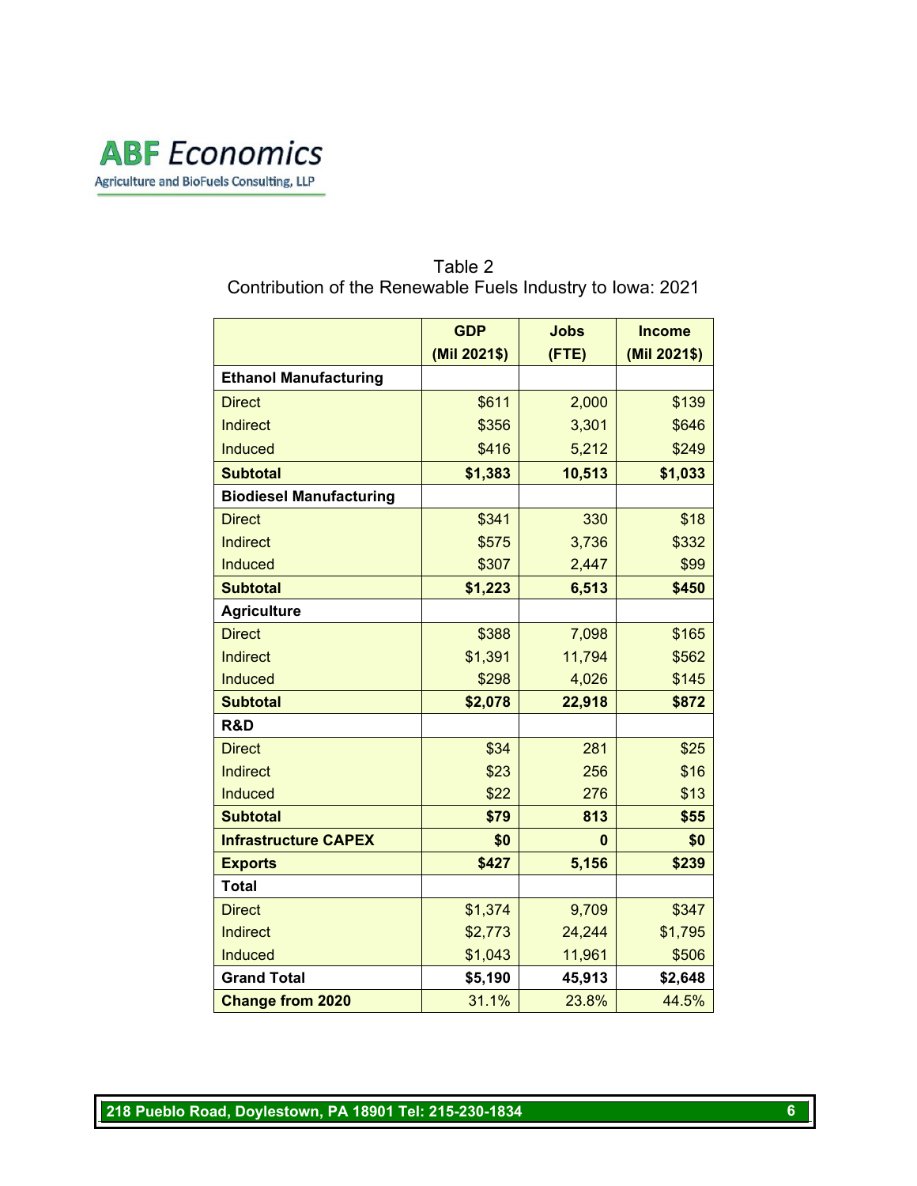Table 2
Contribution of the Renewable Fuels Industry to Iowa: 2021

| | GDP (Mil 2021$) | Jobs (FTE) | Income (Mil 2021$) |
|---|---|---|---|
| **Ethanol Manufacturing** | | | |
| Direct | $611 | 2,000 | $139 |
| Indirect | $356 | 3,301 | $646 |
| Induced | $416 | 5,212 | $249 |
| **Subtotal** | **$1,383** | **10,513** | **$1,033** |
| **Biodiesel Manufacturing** | | | |
| Direct | $341 | 330 | $18 |
| Indirect | $575 | 3,736 | $332 |
| Induced | $307 | 2,447 | $99 |
| **Subtotal** | **$1,223** | **6,513** | **$450** |
| **Agriculture** | | | |
| Direct | $388 | 7,098 | $165 |
| Indirect | $1,391 | 11,794 | $562 |
| Induced | $298 | 4,026 | $145 |
| **Subtotal** | **$2,078** | **22,918** | **$872** |
| **R&D** | | | |
| Direct | $34 | 281 | $25 |
| Indirect | $23 | 256 | $16 |
| Induced | $22 | 276 | $13 |
| **Subtotal** | **$79** | **813** | **$55** |
| **Infrastructure CAPEX** | **$0** | **0** | **$0** |
| **Exports** | **$427** | **5,156** | **$239** |
| **Total** | | | |
| Direct | $1,374 | 9,709 | $347 |
| Indirect | $2,773 | 24,244 | $1,795 |
| Induced | $1,043 | 11,961 | $506 |
| **Grand Total** | **$5,190** | **45,913** | **$2,648** |
| **Change from 2020** | 31.1% | 23.8% | 44.5% |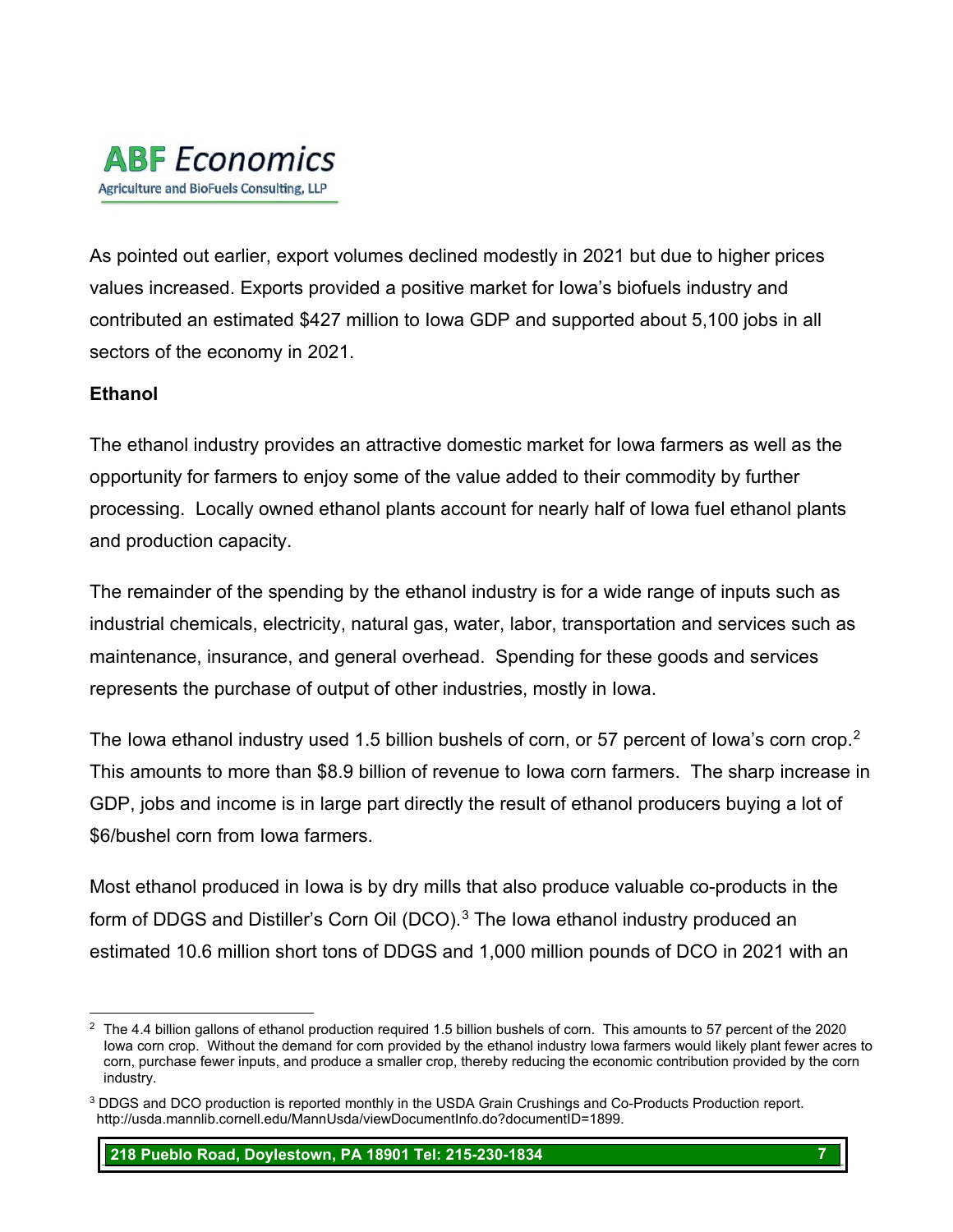As pointed out earlier, export volumes declined modestly in 2021 but due to higher prices values increased. Exports provided a positive market for Iowa's biofuels industry and contributed an estimated $427 million to Iowa GDP and supported about 5,100 jobs in all sectors of the economy in 2021.

**Ethanol**

The ethanol industry provides an attractive domestic market for Iowa farmers as well as the opportunity for farmers to enjoy some of the value added to their commodity by further processing. Locally owned ethanol plants account for nearly half of Iowa fuel ethanol plants and production capacity.

The remainder of the spending by the ethanol industry is for a wide range of inputs such as industrial chemicals, electricity, natural gas, water, labor, transportation and services such as maintenance, insurance, and general overhead. Spending for these goods and services represents the purchase of output of other industries, mostly in Iowa.

The Iowa ethanol industry used 1.5 billion bushels of corn, or 57 percent of Iowa's corn crop.[2] This amounts to more than $8.9 billion of revenue to Iowa corn farmers. The sharp increase in GDP, jobs and income is in large part directly the result of ethanol producers buying a lot of $6/bushel corn from Iowa farmers.

Most ethanol produced in Iowa is by dry mills that also produce valuable co-products in the form of DDGS and Distiller's Corn Oil (DCO).[3] The Iowa ethanol industry produced an estimated 10.6 million short tons of DDGS and 1,000 million pounds of DCO in 2021 with an

---

[2] The 4.4 billion gallons of ethanol production required 1.5 billion bushels of corn. This amounts to 57 percent of the 2020 Iowa corn crop. Without the demand for corn provided by the ethanol industry Iowa farmers would likely plant fewer acres to corn, purchase fewer inputs, and produce a smaller crop, thereby reducing the economic contribution provided by the corn industry.

[3] DDGS and DCO production is reported monthly in the USDA Grain Crushings and Co-Products Production report. http://usda.mannlib.cornell.edu/MannUsda/viewDocumentInfo.do?documentID=1899.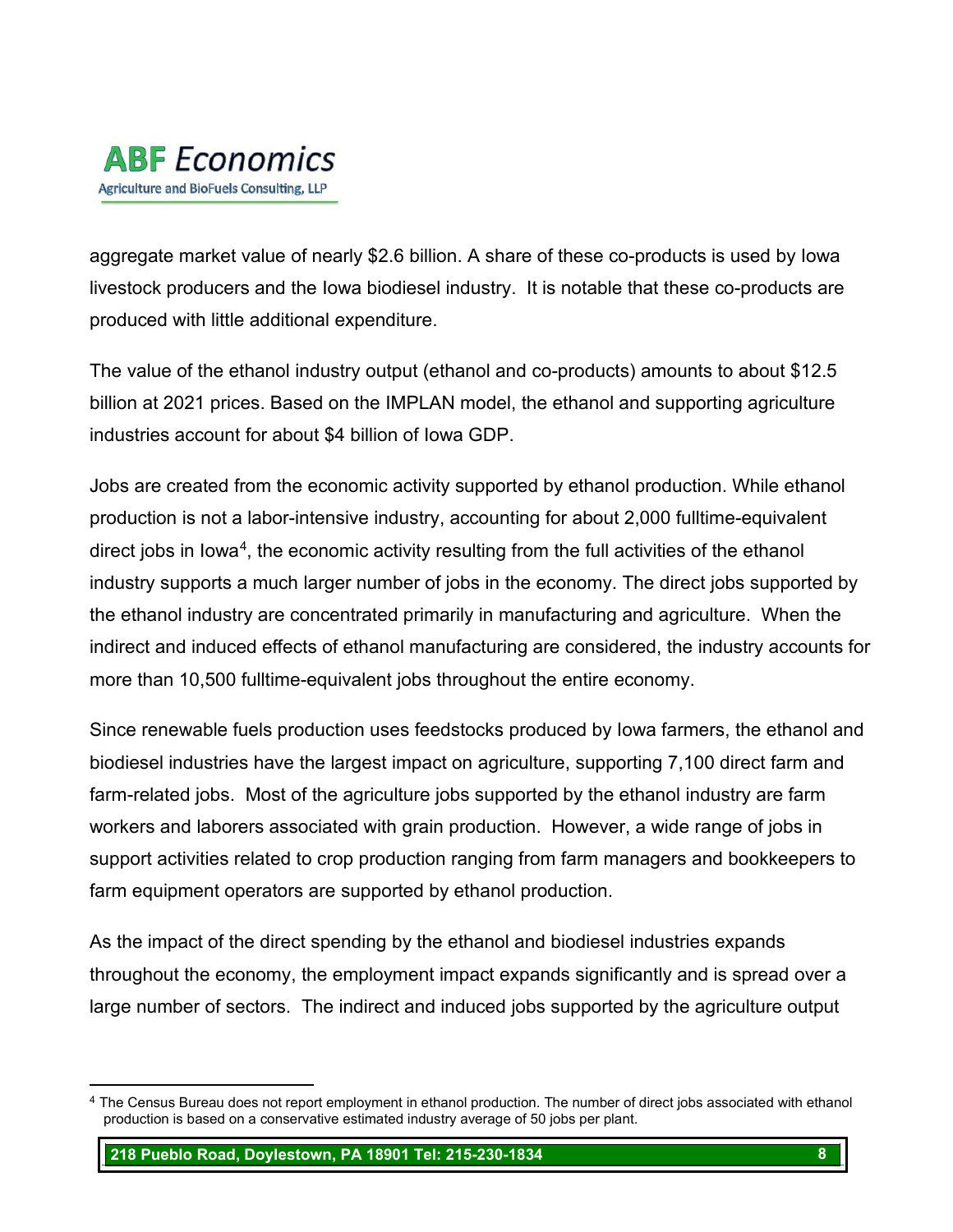aggregate market value of nearly $2.6 billion. A share of these co-products is used by Iowa livestock producers and the Iowa biodiesel industry. It is notable that these co-products are produced with little additional expenditure.

The value of the ethanol industry output (ethanol and co-products) amounts to about $12.5 billion at 2021 prices. Based on the IMPLAN model, the ethanol and supporting agriculture industries account for about $4 billion of Iowa GDP.

Jobs are created from the economic activity supported by ethanol production. While ethanol production is not a labor-intensive industry, accounting for about 2,000 fulltime-equivalent direct jobs in Iowa[4], the economic activity resulting from the full activities of the ethanol industry supports a much larger number of jobs in the economy. The direct jobs supported by the ethanol industry are concentrated primarily in manufacturing and agriculture. When the indirect and induced effects of ethanol manufacturing are considered, the industry accounts for more than 10,500 fulltime-equivalent jobs throughout the entire economy.

Since renewable fuels production uses feedstocks produced by Iowa farmers, the ethanol and biodiesel industries have the largest impact on agriculture, supporting 7,100 direct farm and farm-related jobs. Most of the agriculture jobs supported by the ethanol industry are farm workers and laborers associated with grain production. However, a wide range of jobs in support activities related to crop production ranging from farm managers and bookkeepers to farm equipment operators are supported by ethanol production.

As the impact of the direct spending by the ethanol and biodiesel industries expands throughout the economy, the employment impact expands significantly and is spread over a large number of sectors. The indirect and induced jobs supported by the agriculture output

---

[4] The Census Bureau does not report employment in ethanol production. The number of direct jobs associated with ethanol production is based on a conservative estimated industry average of 50 jobs per plant.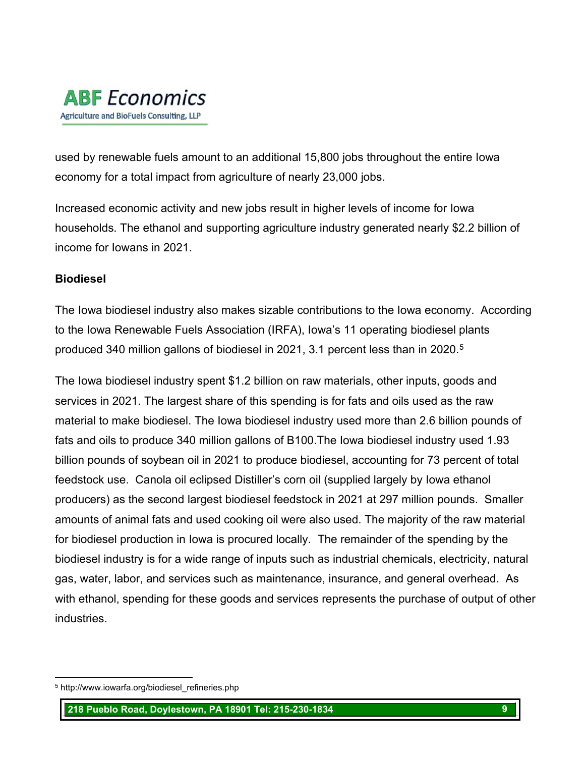used by renewable fuels amount to an additional 15,800 jobs throughout the entire Iowa economy for a total impact from agriculture of nearly 23,000 jobs.

Increased economic activity and new jobs result in higher levels of income for Iowa households. The ethanol and supporting agriculture industry generated nearly $2.2 billion of income for Iowans in 2021.

**Biodiesel**

The Iowa biodiesel industry also makes sizable contributions to the Iowa economy. According to the Iowa Renewable Fuels Association (IRFA), Iowa's 11 operating biodiesel plants produced 340 million gallons of biodiesel in 2021, 3.1 percent less than in 2020.[5]

The Iowa biodiesel industry spent $1.2 billion on raw materials, other inputs, goods and services in 2021. The largest share of this spending is for fats and oils used as the raw material to make biodiesel. The Iowa biodiesel industry used more than 2.6 billion pounds of fats and oils to produce 340 million gallons of B100.The Iowa biodiesel industry used 1.93 billion pounds of soybean oil in 2021 to produce biodiesel, accounting for 73 percent of total feedstock use. Canola oil eclipsed Distiller's corn oil (supplied largely by Iowa ethanol producers) as the second largest biodiesel feedstock in 2021 at 297 million pounds. Smaller amounts of animal fats and used cooking oil were also used. The majority of the raw material for biodiesel production in Iowa is procured locally. The remainder of the spending by the biodiesel industry is for a wide range of inputs such as industrial chemicals, electricity, natural gas, water, labor, and services such as maintenance, insurance, and general overhead. As with ethanol, spending for these goods and services represents the purchase of output of other industries.

[5] http://www.iowarfa.org/biodiesel_refineries.php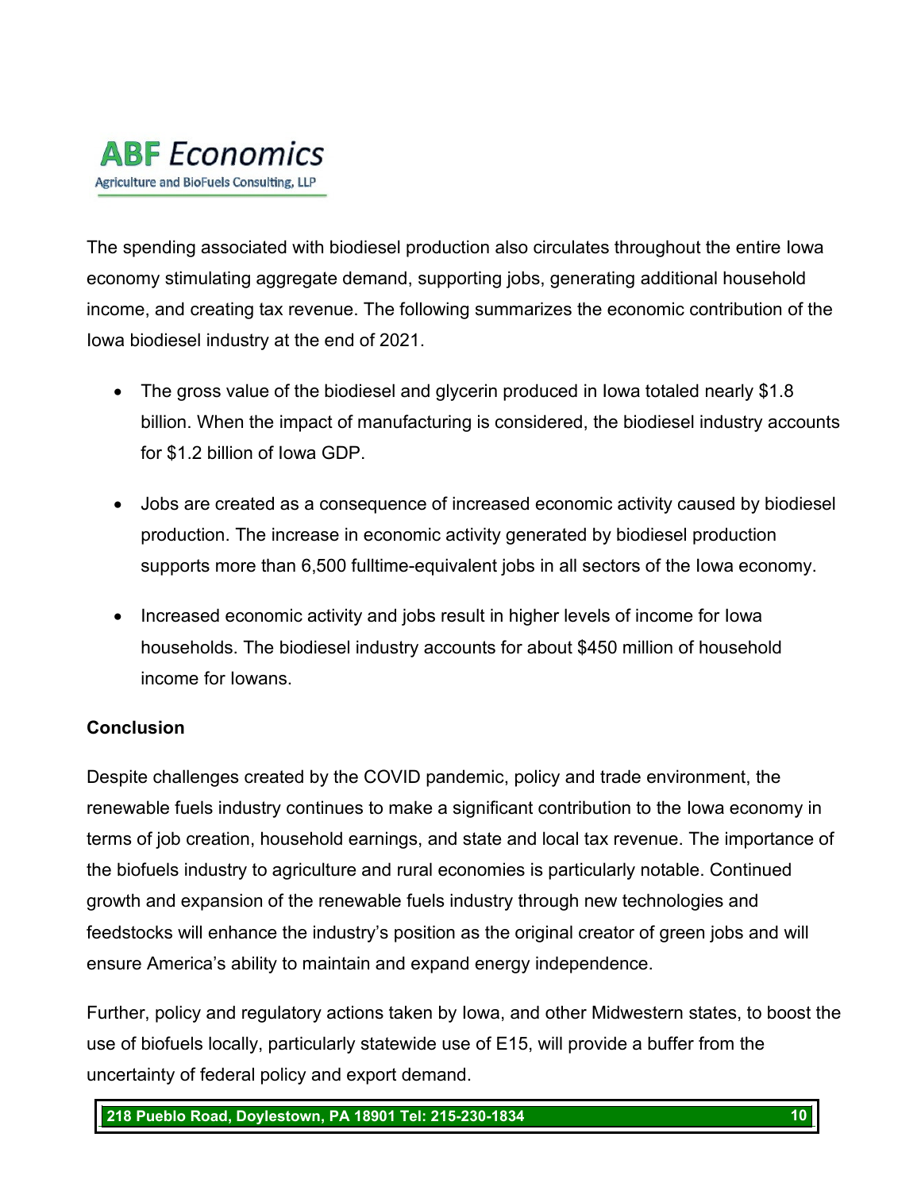The spending associated with biodiesel production also circulates throughout the entire Iowa economy stimulating aggregate demand, supporting jobs, generating additional household income, and creating tax revenue. The following summarizes the economic contribution of the Iowa biodiesel industry at the end of 2021.

- The gross value of the biodiesel and glycerin produced in Iowa totaled nearly $1.8 billion. When the impact of manufacturing is considered, the biodiesel industry accounts for $1.2 billion of Iowa GDP.
- Jobs are created as a consequence of increased economic activity caused by biodiesel production. The increase in economic activity generated by biodiesel production supports more than 6,500 fulltime-equivalent jobs in all sectors of the Iowa economy.
- Increased economic activity and jobs result in higher levels of income for Iowa households. The biodiesel industry accounts for about $450 million of household income for Iowans.

**Conclusion**

Despite challenges created by the COVID pandemic, policy and trade environment, the renewable fuels industry continues to make a significant contribution to the Iowa economy in terms of job creation, household earnings, and state and local tax revenue. The importance of the biofuels industry to agriculture and rural economies is particularly notable. Continued growth and expansion of the renewable fuels industry through new technologies and feedstocks will enhance the industry's position as the original creator of green jobs and will ensure America's ability to maintain and expand energy independence.

Further, policy and regulatory actions taken by Iowa, and other Midwestern states, to boost the use of biofuels locally, particularly statewide use of E15, will provide a buffer from the uncertainty of federal policy and export demand.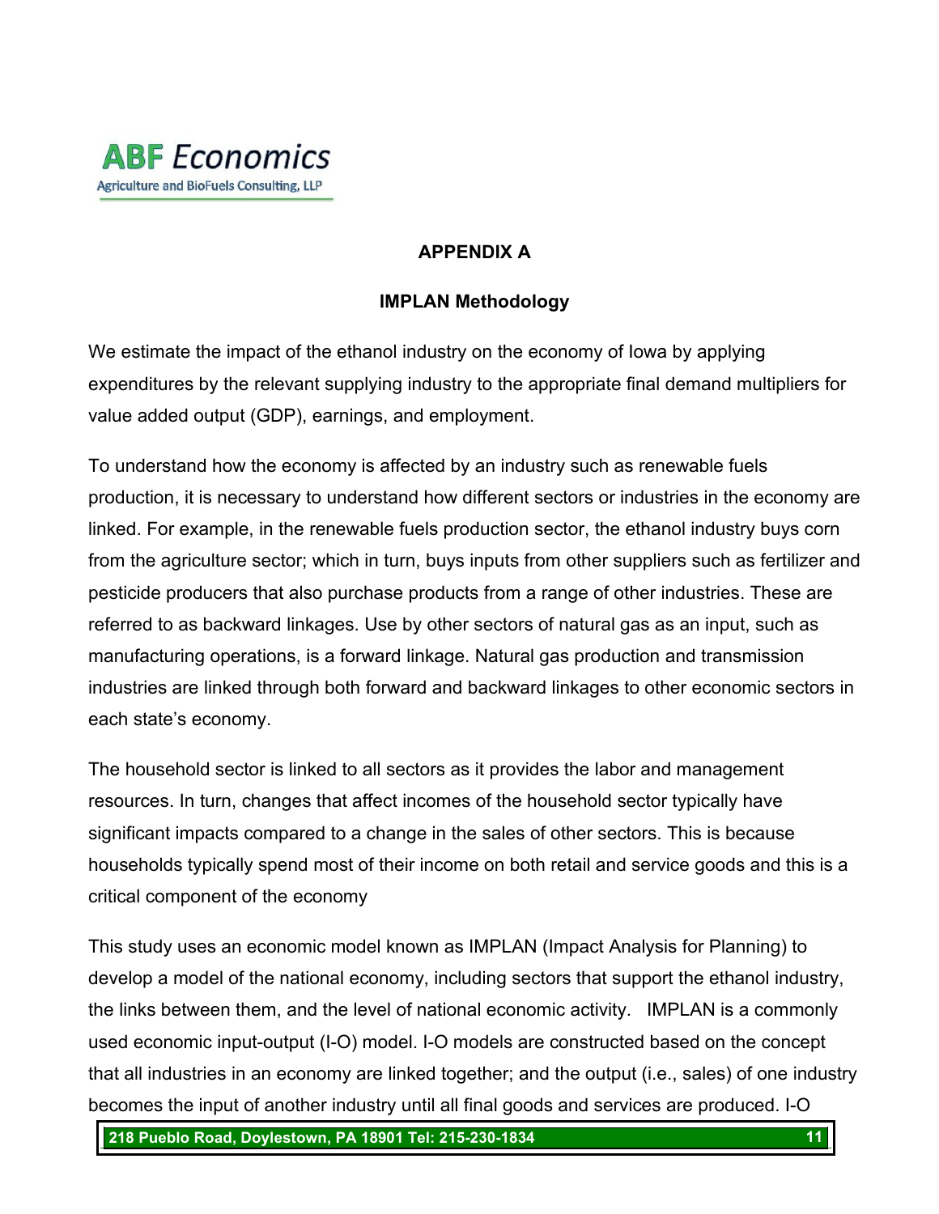## APPENDIX A

### IMPLAN Methodology

We estimate the impact of the ethanol industry on the economy of Iowa by applying expenditures by the relevant supplying industry to the appropriate final demand multipliers for value added output (GDP), earnings, and employment.

To understand how the economy is affected by an industry such as renewable fuels production, it is necessary to understand how different sectors or industries in the economy are linked. For example, in the renewable fuels production sector, the ethanol industry buys corn from the agriculture sector; which in turn, buys inputs from other suppliers such as fertilizer and pesticide producers that also purchase products from a range of other industries. These are referred to as backward linkages. Use by other sectors of natural gas as an input, such as manufacturing operations, is a forward linkage. Natural gas production and transmission industries are linked through both forward and backward linkages to other economic sectors in each state's economy.

The household sector is linked to all sectors as it provides the labor and management resources. In turn, changes that affect incomes of the household sector typically have significant impacts compared to a change in the sales of other sectors. This is because households typically spend most of their income on both retail and service goods and this is a critical component of the economy

This study uses an economic model known as IMPLAN (Impact Analysis for Planning) to develop a model of the national economy, including sectors that support the ethanol industry, the links between them, and the level of national economic activity. IMPLAN is a commonly used economic input-output (I-O) model. I-O models are constructed based on the concept that all industries in an economy are linked together; and the output (i.e., sales) of one industry becomes the input of another industry until all final goods and services are produced. I-O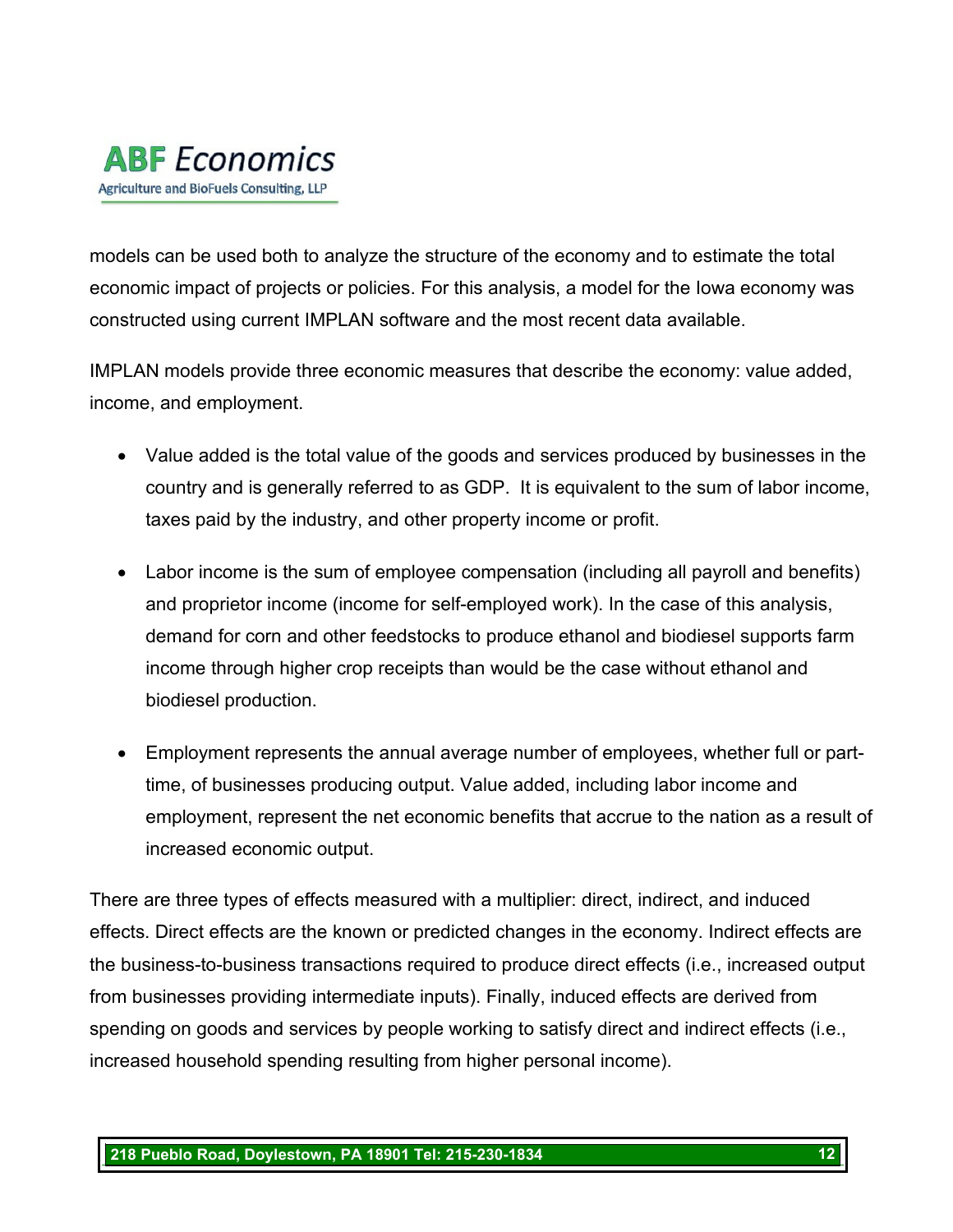models can be used both to analyze the structure of the economy and to estimate the total economic impact of projects or policies. For this analysis, a model for the Iowa economy was constructed using current IMPLAN software and the most recent data available.

IMPLAN models provide three economic measures that describe the economy: value added, income, and employment.

- Value added is the total value of the goods and services produced by businesses in the country and is generally referred to as GDP. It is equivalent to the sum of labor income, taxes paid by the industry, and other property income or profit.
- Labor income is the sum of employee compensation (including all payroll and benefits) and proprietor income (income for self-employed work). In the case of this analysis, demand for corn and other feedstocks to produce ethanol and biodiesel supports farm income through higher crop receipts than would be the case without ethanol and biodiesel production.
- Employment represents the annual average number of employees, whether full or part-time, of businesses producing output. Value added, including labor income and employment, represent the net economic benefits that accrue to the nation as a result of increased economic output.

There are three types of effects measured with a multiplier: direct, indirect, and induced effects. Direct effects are the known or predicted changes in the economy. Indirect effects are the business-to-business transactions required to produce direct effects (i.e., increased output from businesses providing intermediate inputs). Finally, induced effects are derived from spending on goods and services by people working to satisfy direct and indirect effects (i.e., increased household spending resulting from higher personal income).